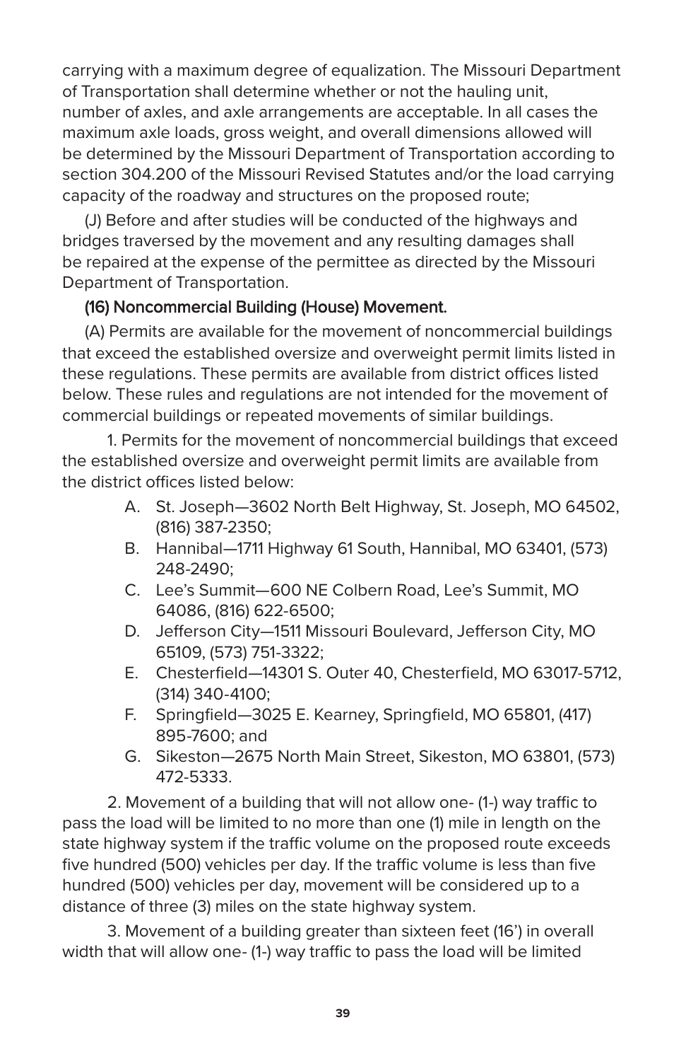carrying with a maximum degree of equalization. The Missouri Department of Transportation shall determine whether or not the hauling unit, number of axles, and axle arrangements are acceptable. In all cases the maximum axle loads, gross weight, and overall dimensions allowed will be determined by the Missouri Department of Transportation according to section 304.200 of the Missouri Revised Statutes and/or the load carrying capacity of the roadway and structures on the proposed route;

(J) Before and after studies will be conducted of the highways and bridges traversed by the movement and any resulting damages shall be repaired at the expense of the permittee as directed by the Missouri Department of Transportation.

(16) Noncommercial Building (House) Movement.

(A) Permits are available for the movement of noncommercial buildings that exceed the established oversize and overweight permit limits listed in these regulations. These permits are available from district offices listed below. These rules and regulations are not intended for the movement of commercial buildings or repeated movements of similar buildings.

1. Permits for the movement of noncommercial buildings that exceed the established oversize and overweight permit limits are available from the district offices listed below:

A. St. Joseph—3602 North Belt Highway, St. Joseph, MO 64502, (816) 387-2350;

B. Hannibal—1711 Highway 61 South, Hannibal, MO 63401, (573) 248-2490;

C. Lee's Summit—600 NE Colbern Road, Lee's Summit, MO 64086, (816) 622-6500;

D. Jefferson City—1511 Missouri Boulevard, Jefferson City, MO 65109, (573) 751-3322;

E. Chesterfield—14301 S. Outer 40, Chesterfield, MO 63017-5712, (314) 340-4100;

F. Springfield—3025 E. Kearney, Springfield, MO 65801, (417) 895-7600; and

G. Sikeston—2675 North Main Street, Sikeston, MO 63801, (573) 472-5333.

2. Movement of a building that will not allow one- (1-) way traffic to pass the load will be limited to no more than one (1) mile in length on the state highway system if the traffic volume on the proposed route exceeds five hundred (500) vehicles per day. If the traffic volume is less than five hundred (500) vehicles per day, movement will be considered up to a distance of three (3) miles on the state highway system.

3. Movement of a building greater than sixteen feet (16') in overall width that will allow one- (1-) way traffic to pass the load will be limited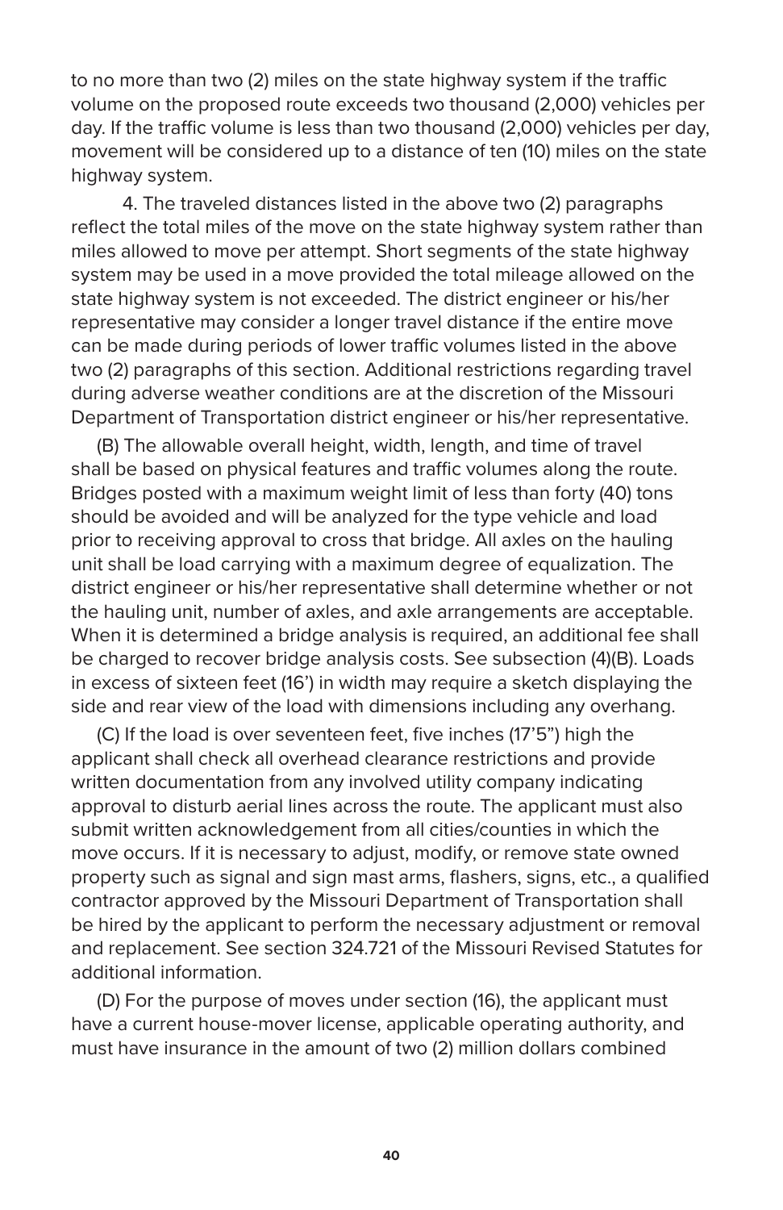to no more than two (2) miles on the state highway system if the traffic volume on the proposed route exceeds two thousand (2,000) vehicles per day. If the traffic volume is less than two thousand (2,000) vehicles per day, movement will be considered up to a distance of ten (10) miles on the state highway system.

4. The traveled distances listed in the above two (2) paragraphs reflect the total miles of the move on the state highway system rather than miles allowed to move per attempt. Short segments of the state highway system may be used in a move provided the total mileage allowed on the state highway system is not exceeded. The district engineer or his/her representative may consider a longer travel distance if the entire move can be made during periods of lower traffic volumes listed in the above two (2) paragraphs of this section. Additional restrictions regarding travel during adverse weather conditions are at the discretion of the Missouri Department of Transportation district engineer or his/her representative.

(B) The allowable overall height, width, length, and time of travel shall be based on physical features and traffic volumes along the route. Bridges posted with a maximum weight limit of less than forty (40) tons should be avoided and will be analyzed for the type vehicle and load prior to receiving approval to cross that bridge. All axles on the hauling unit shall be load carrying with a maximum degree of equalization. The district engineer or his/her representative shall determine whether or not the hauling unit, number of axles, and axle arrangements are acceptable. When it is determined a bridge analysis is required, an additional fee shall be charged to recover bridge analysis costs. See subsection (4)(B). Loads in excess of sixteen feet (16') in width may require a sketch displaying the side and rear view of the load with dimensions including any overhang.

(C) If the load is over seventeen feet, five inches (17'5") high the applicant shall check all overhead clearance restrictions and provide written documentation from any involved utility company indicating approval to disturb aerial lines across the route. The applicant must also submit written acknowledgement from all cities/counties in which the move occurs. If it is necessary to adjust, modify, or remove state owned property such as signal and sign mast arms, flashers, signs, etc., a qualified contractor approved by the Missouri Department of Transportation shall be hired by the applicant to perform the necessary adjustment or removal and replacement. See section 324.721 of the Missouri Revised Statutes for additional information.

(D) For the purpose of moves under section (16), the applicant must have a current house-mover license, applicable operating authority, and must have insurance in the amount of two (2) million dollars combined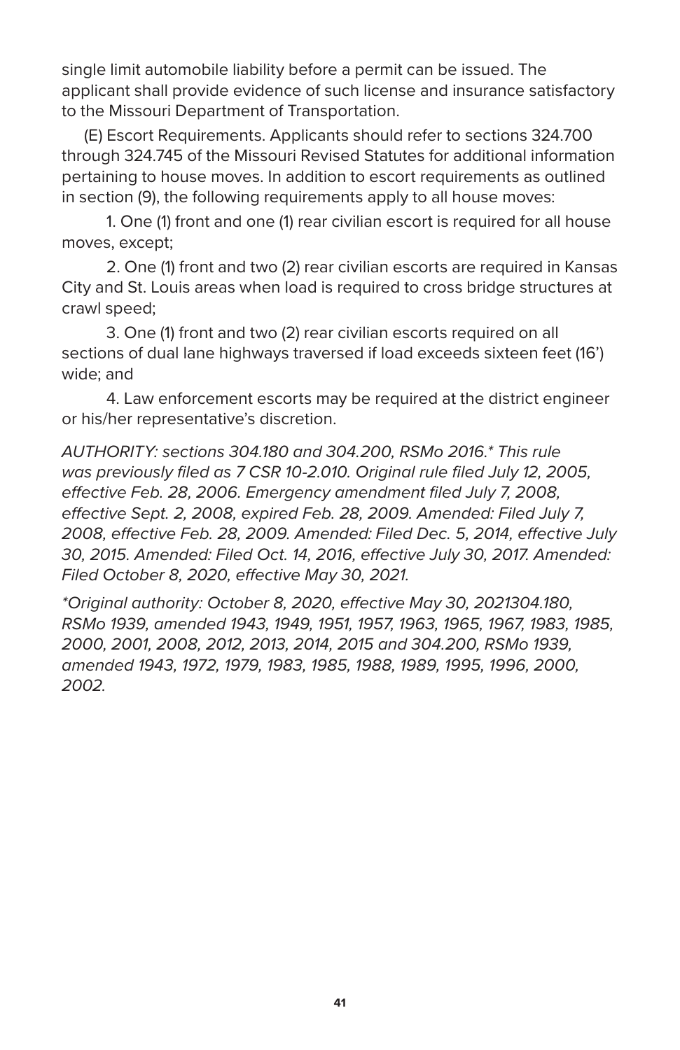single limit automobile liability before a permit can be issued. The applicant shall provide evidence of such license and insurance satisfactory to the Missouri Department of Transportation.

(E) Escort Requirements. Applicants should refer to sections 324.700 through 324.745 of the Missouri Revised Statutes for additional information pertaining to house moves. In addition to escort requirements as outlined in section (9), the following requirements apply to all house moves:

1. One (1) front and one (1) rear civilian escort is required for all house moves, except;

2. One (1) front and two (2) rear civilian escorts are required in Kansas City and St. Louis areas when load is required to cross bridge structures at crawl speed;

3. One (1) front and two (2) rear civilian escorts required on all sections of dual lane highways traversed if load exceeds sixteen feet (16') wide; and

4. Law enforcement escorts may be required at the district engineer or his/her representative's discretion.

*AUTHORITY: sections 304.180 and 304.200, RSMo 2016.\* This rule was previously filed as 7 CSR 10-2.010. Original rule filed July 12, 2005, effective Feb. 28, 2006. Emergency amendment filed July 7, 2008, effective Sept. 2, 2008, expired Feb. 28, 2009. Amended: Filed July 7, 2008, effective Feb. 28, 2009. Amended: Filed Dec. 5, 2014, effective July 30, 2015. Amended: Filed Oct. 14, 2016, effective July 30, 2017. Amended: Filed October 8, 2020, effective May 30, 2021.*

*\*Original authority: October 8, 2020, effective May 30, 2021304.180, RSMo 1939, amended 1943, 1949, 1951, 1957, 1963, 1965, 1967, 1983, 1985, 2000, 2001, 2008, 2012, 2013, 2014, 2015 and 304.200, RSMo 1939, amended 1943, 1972, 1979, 1983, 1985, 1988, 1989, 1995, 1996, 2000, 2002.*